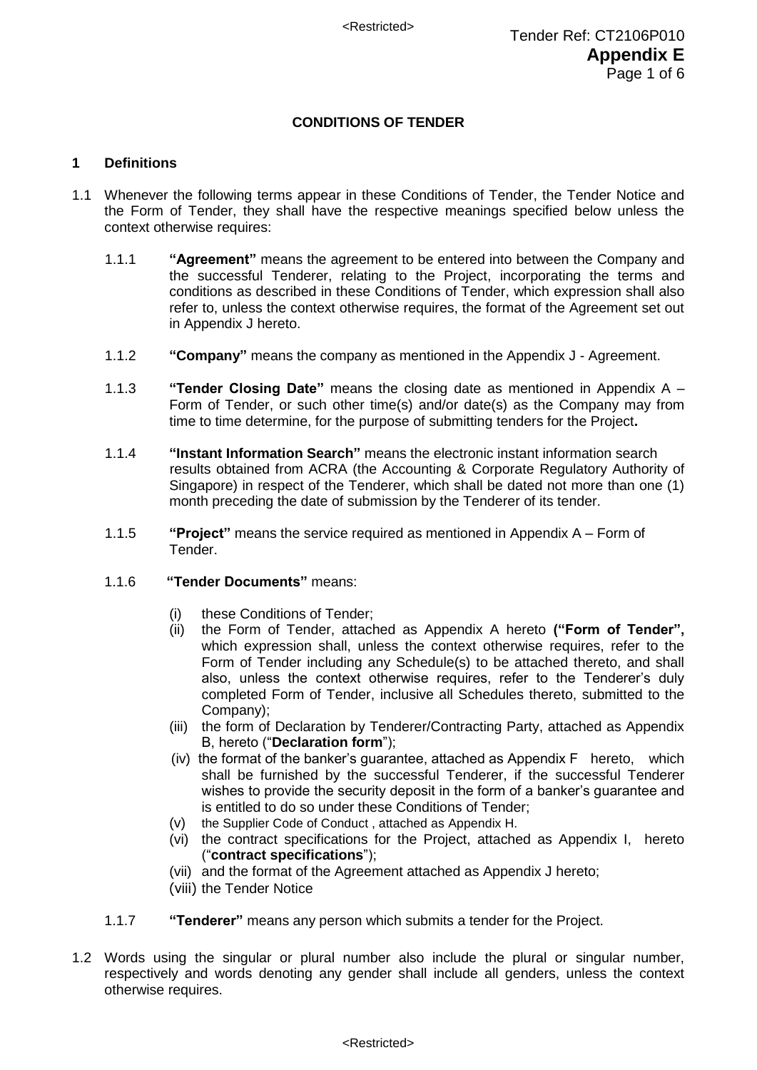## CONDITIONS OF TENDER

### 1 Definitions

1.1 Whenever the following terms appear in these Conditions of Tender, the Tender Notice and the Form of Tender, they shall have the respective meanings specified below unless the context otherwise requires:

1.1.1 **"Agreement"** means the agreement to be entered into between the Company and the successful Tenderer, relating to the Project, incorporating the terms and conditions as described in these Conditions of Tender, which expression shall also refer to, unless the context otherwise requires, the format of the Agreement set out in Appendix J hereto.

1.1.2 **"Company"** means the company as mentioned in the Appendix J - Agreement.

1.1.3 **"Tender Closing Date"** means the closing date as mentioned in Appendix A – Form of Tender, or such other time(s) and/or date(s) as the Company may from time to time determine, for the purpose of submitting tenders for the Project**.**

1.1.4 **"Instant Information Search"** means the electronic instant information search results obtained from ACRA (the Accounting & Corporate Regulatory Authority of Singapore) in respect of the Tenderer, which shall be dated not more than one (1) month preceding the date of submission by the Tenderer of its tender.

1.1.5 **"Project"** means the service required as mentioned in Appendix A – Form of Tender.

1.1.6 **"Tender Documents"** means:

(i) these Conditions of Tender;
(ii) the Form of Tender, attached as Appendix A hereto **("Form of Tender",** which expression shall, unless the context otherwise requires, refer to the Form of Tender including any Schedule(s) to be attached thereto, and shall also, unless the context otherwise requires, refer to the Tenderer's duly completed Form of Tender, inclusive all Schedules thereto, submitted to the Company);
(iii) the form of Declaration by Tenderer/Contracting Party, attached as Appendix B, hereto ("**Declaration form**");
(iv) the format of the banker's guarantee, attached as Appendix F hereto, which shall be furnished by the successful Tenderer, if the successful Tenderer wishes to provide the security deposit in the form of a banker's guarantee and is entitled to do so under these Conditions of Tender;
(v) the Supplier Code of Conduct , attached as Appendix H.
(vi) the contract specifications for the Project, attached as Appendix I, hereto ("**contract specifications**");
(vii) and the format of the Agreement attached as Appendix J hereto;
(viii) the Tender Notice

1.1.7 **"Tenderer"** means any person which submits a tender for the Project.

1.2 Words using the singular or plural number also include the plural or singular number, respectively and words denoting any gender shall include all genders, unless the context otherwise requires.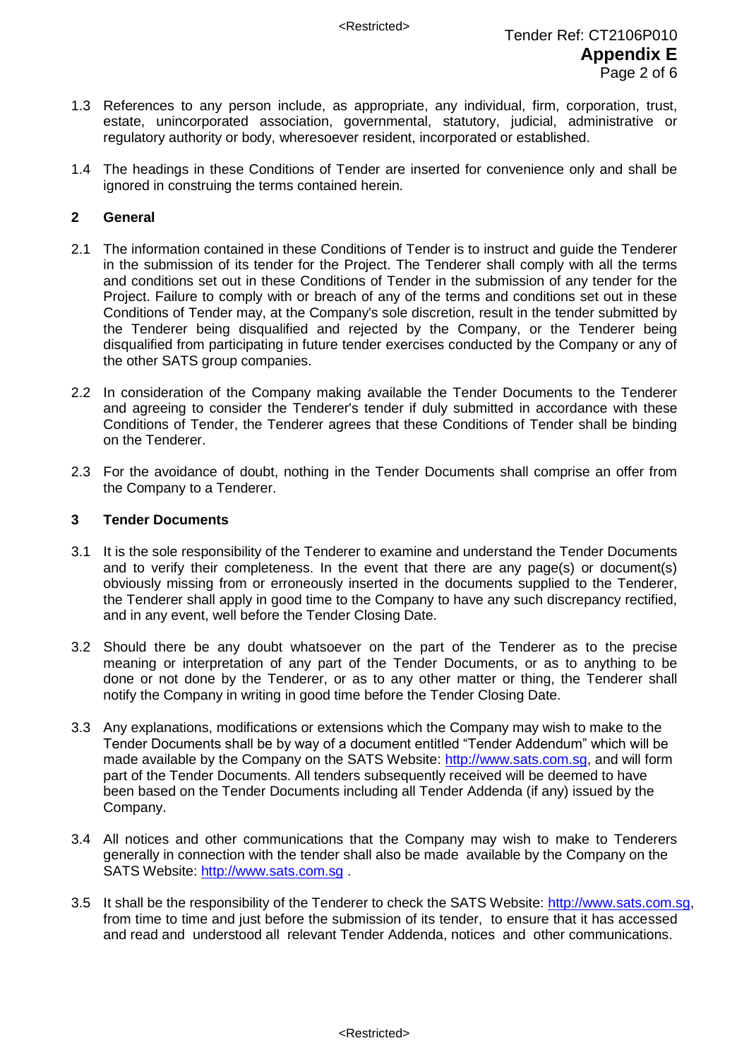1.3 References to any person include, as appropriate, any individual, firm, corporation, trust, estate, unincorporated association, governmental, statutory, judicial, administrative or regulatory authority or body, wheresoever resident, incorporated or established.

1.4 The headings in these Conditions of Tender are inserted for convenience only and shall be ignored in construing the terms contained herein.

## 2 General

2.1 The information contained in these Conditions of Tender is to instruct and guide the Tenderer in the submission of its tender for the Project. The Tenderer shall comply with all the terms and conditions set out in these Conditions of Tender in the submission of any tender for the Project. Failure to comply with or breach of any of the terms and conditions set out in these Conditions of Tender may, at the Company's sole discretion, result in the tender submitted by the Tenderer being disqualified and rejected by the Company, or the Tenderer being disqualified from participating in future tender exercises conducted by the Company or any of the other SATS group companies.

2.2 In consideration of the Company making available the Tender Documents to the Tenderer and agreeing to consider the Tenderer's tender if duly submitted in accordance with these Conditions of Tender, the Tenderer agrees that these Conditions of Tender shall be binding on the Tenderer.

2.3 For the avoidance of doubt, nothing in the Tender Documents shall comprise an offer from the Company to a Tenderer.

## 3 Tender Documents

3.1 It is the sole responsibility of the Tenderer to examine and understand the Tender Documents and to verify their completeness. In the event that there are any page(s) or document(s) obviously missing from or erroneously inserted in the documents supplied to the Tenderer, the Tenderer shall apply in good time to the Company to have any such discrepancy rectified, and in any event, well before the Tender Closing Date.

3.2 Should there be any doubt whatsoever on the part of the Tenderer as to the precise meaning or interpretation of any part of the Tender Documents, or as to anything to be done or not done by the Tenderer, or as to any other matter or thing, the Tenderer shall notify the Company in writing in good time before the Tender Closing Date.

3.3 Any explanations, modifications or extensions which the Company may wish to make to the Tender Documents shall be by way of a document entitled "Tender Addendum" which will be made available by the Company on the SATS Website: http://www.sats.com.sg, and will form part of the Tender Documents. All tenders subsequently received will be deemed to have been based on the Tender Documents including all Tender Addenda (if any) issued by the Company.

3.4 All notices and other communications that the Company may wish to make to Tenderers generally in connection with the tender shall also be made available by the Company on the SATS Website: http://www.sats.com.sg .

3.5 It shall be the responsibility of the Tenderer to check the SATS Website: http://www.sats.com.sg, from time to time and just before the submission of its tender, to ensure that it has accessed and read and understood all relevant Tender Addenda, notices and other communications.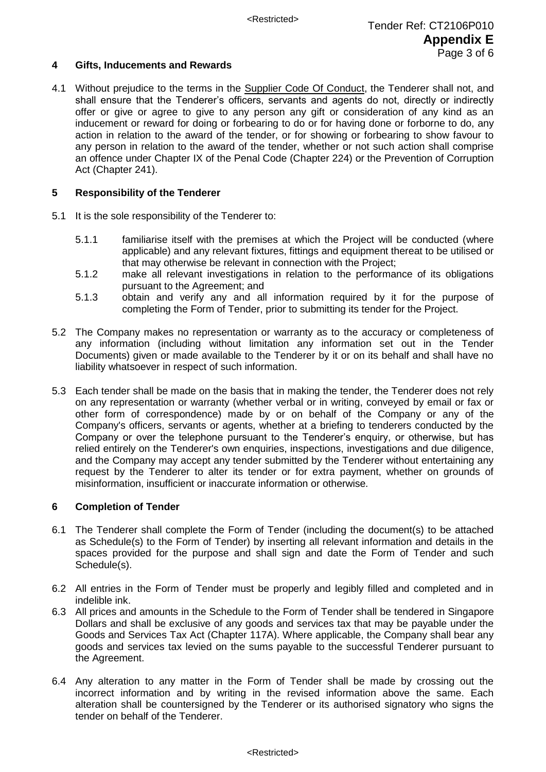## 4 Gifts, Inducements and Rewards

4.1 Without prejudice to the terms in the Supplier Code Of Conduct, the Tenderer shall not, and shall ensure that the Tenderer's officers, servants and agents do not, directly or indirectly offer or give or agree to give to any person any gift or consideration of any kind as an inducement or reward for doing or forbearing to do or for having done or forborne to do, any action in relation to the award of the tender, or for showing or forbearing to show favour to any person in relation to the award of the tender, whether or not such action shall comprise an offence under Chapter IX of the Penal Code (Chapter 224) or the Prevention of Corruption Act (Chapter 241).

## 5 Responsibility of the Tenderer

5.1 It is the sole responsibility of the Tenderer to:

5.1.1 familiarise itself with the premises at which the Project will be conducted (where applicable) and any relevant fixtures, fittings and equipment thereat to be utilised or that may otherwise be relevant in connection with the Project;

5.1.2 make all relevant investigations in relation to the performance of its obligations pursuant to the Agreement; and

5.1.3 obtain and verify any and all information required by it for the purpose of completing the Form of Tender, prior to submitting its tender for the Project.

5.2 The Company makes no representation or warranty as to the accuracy or completeness of any information (including without limitation any information set out in the Tender Documents) given or made available to the Tenderer by it or on its behalf and shall have no liability whatsoever in respect of such information.

5.3 Each tender shall be made on the basis that in making the tender, the Tenderer does not rely on any representation or warranty (whether verbal or in writing, conveyed by email or fax or other form of correspondence) made by or on behalf of the Company or any of the Company's officers, servants or agents, whether at a briefing to tenderers conducted by the Company or over the telephone pursuant to the Tenderer's enquiry, or otherwise, but has relied entirely on the Tenderer's own enquiries, inspections, investigations and due diligence, and the Company may accept any tender submitted by the Tenderer without entertaining any request by the Tenderer to alter its tender or for extra payment, whether on grounds of misinformation, insufficient or inaccurate information or otherwise.

## 6 Completion of Tender

6.1 The Tenderer shall complete the Form of Tender (including the document(s) to be attached as Schedule(s) to the Form of Tender) by inserting all relevant information and details in the spaces provided for the purpose and shall sign and date the Form of Tender and such Schedule(s).

6.2 All entries in the Form of Tender must be properly and legibly filled and completed and in indelible ink.

6.3 All prices and amounts in the Schedule to the Form of Tender shall be tendered in Singapore Dollars and shall be exclusive of any goods and services tax that may be payable under the Goods and Services Tax Act (Chapter 117A). Where applicable, the Company shall bear any goods and services tax levied on the sums payable to the successful Tenderer pursuant to the Agreement.

6.4 Any alteration to any matter in the Form of Tender shall be made by crossing out the incorrect information and by writing in the revised information above the same. Each alteration shall be countersigned by the Tenderer or its authorised signatory who signs the tender on behalf of the Tenderer.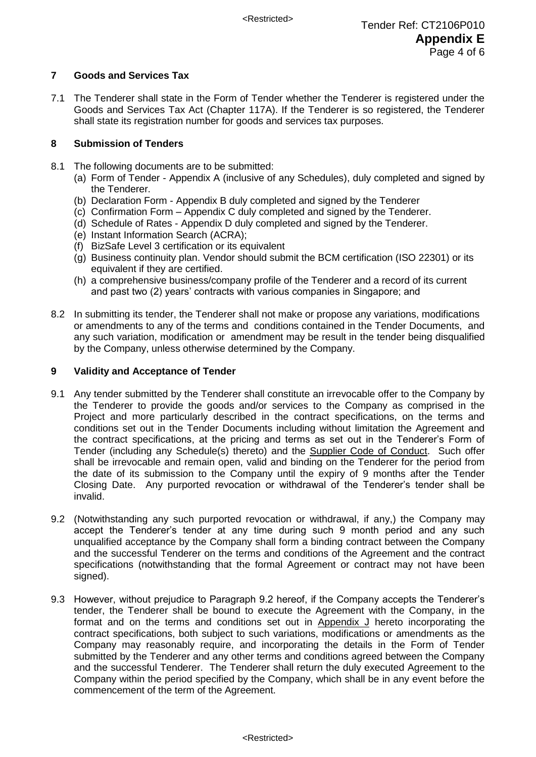## 7 Goods and Services Tax

7.1 The Tenderer shall state in the Form of Tender whether the Tenderer is registered under the Goods and Services Tax Act (Chapter 117A). If the Tenderer is so registered, the Tenderer shall state its registration number for goods and services tax purposes.

## 8 Submission of Tenders

8.1 The following documents are to be submitted:

(a) Form of Tender - Appendix A (inclusive of any Schedules), duly completed and signed by the Tenderer.
(b) Declaration Form - Appendix B duly completed and signed by the Tenderer
(c) Confirmation Form – Appendix C duly completed and signed by the Tenderer.
(d) Schedule of Rates - Appendix D duly completed and signed by the Tenderer.
(e) Instant Information Search (ACRA);
(f) BizSafe Level 3 certification or its equivalent
(g) Business continuity plan. Vendor should submit the BCM certification (ISO 22301) or its equivalent if they are certified.
(h) a comprehensive business/company profile of the Tenderer and a record of its current and past two (2) years' contracts with various companies in Singapore; and

8.2 In submitting its tender, the Tenderer shall not make or propose any variations, modifications or amendments to any of the terms and conditions contained in the Tender Documents, and any such variation, modification or amendment may be result in the tender being disqualified by the Company, unless otherwise determined by the Company.

## 9 Validity and Acceptance of Tender

9.1 Any tender submitted by the Tenderer shall constitute an irrevocable offer to the Company by the Tenderer to provide the goods and/or services to the Company as comprised in the Project and more particularly described in the contract specifications, on the terms and conditions set out in the Tender Documents including without limitation the Agreement and the contract specifications, at the pricing and terms as set out in the Tenderer's Form of Tender (including any Schedule(s) thereto) and the Supplier Code of Conduct. Such offer shall be irrevocable and remain open, valid and binding on the Tenderer for the period from the date of its submission to the Company until the expiry of 9 months after the Tender Closing Date. Any purported revocation or withdrawal of the Tenderer's tender shall be invalid.

9.2 (Notwithstanding any such purported revocation or withdrawal, if any,) the Company may accept the Tenderer's tender at any time during such 9 month period and any such unqualified acceptance by the Company shall form a binding contract between the Company and the successful Tenderer on the terms and conditions of the Agreement and the contract specifications (notwithstanding that the formal Agreement or contract may not have been signed).

9.3 However, without prejudice to Paragraph 9.2 hereof, if the Company accepts the Tenderer's tender, the Tenderer shall be bound to execute the Agreement with the Company, in the format and on the terms and conditions set out in Appendix J hereto incorporating the contract specifications, both subject to such variations, modifications or amendments as the Company may reasonably require, and incorporating the details in the Form of Tender submitted by the Tenderer and any other terms and conditions agreed between the Company and the successful Tenderer. The Tenderer shall return the duly executed Agreement to the Company within the period specified by the Company, which shall be in any event before the commencement of the term of the Agreement.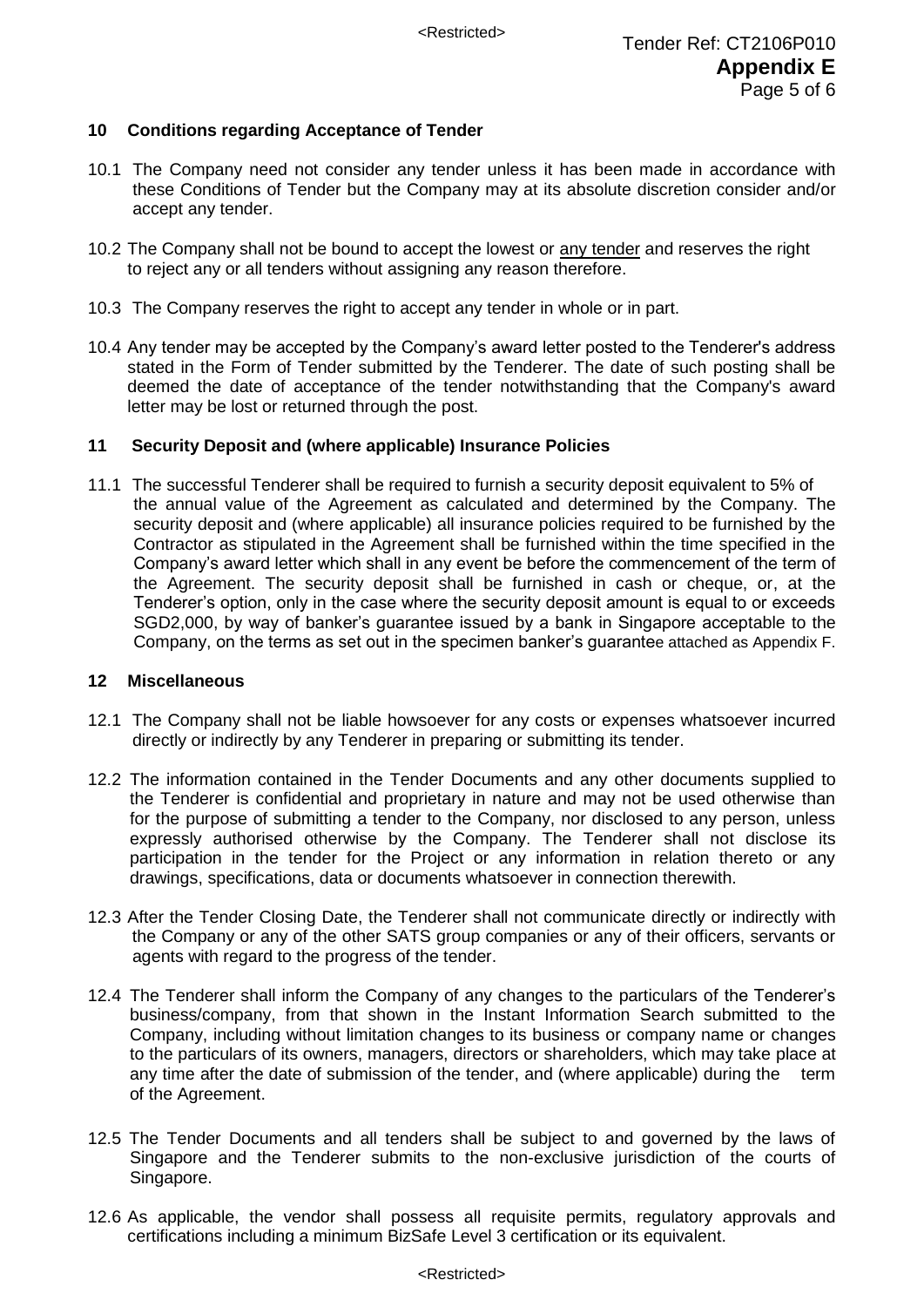## 10 Conditions regarding Acceptance of Tender

10.1 The Company need not consider any tender unless it has been made in accordance with these Conditions of Tender but the Company may at its absolute discretion consider and/or accept any tender.

10.2 The Company shall not be bound to accept the lowest or <u>any tender</u> and reserves the right to reject any or all tenders without assigning any reason therefore.

10.3 The Company reserves the right to accept any tender in whole or in part.

10.4 Any tender may be accepted by the Company's award letter posted to the Tenderer's address stated in the Form of Tender submitted by the Tenderer. The date of such posting shall be deemed the date of acceptance of the tender notwithstanding that the Company's award letter may be lost or returned through the post.

## 11 Security Deposit and (where applicable) Insurance Policies

11.1 The successful Tenderer shall be required to furnish a security deposit equivalent to 5% of the annual value of the Agreement as calculated and determined by the Company. The security deposit and (where applicable) all insurance policies required to be furnished by the Contractor as stipulated in the Agreement shall be furnished within the time specified in the Company's award letter which shall in any event be before the commencement of the term of the Agreement. The security deposit shall be furnished in cash or cheque, or, at the Tenderer's option, only in the case where the security deposit amount is equal to or exceeds SGD2,000, by way of banker's guarantee issued by a bank in Singapore acceptable to the Company, on the terms as set out in the specimen banker's guarantee attached as Appendix F.

## 12 Miscellaneous

12.1 The Company shall not be liable howsoever for any costs or expenses whatsoever incurred directly or indirectly by any Tenderer in preparing or submitting its tender.

12.2 The information contained in the Tender Documents and any other documents supplied to the Tenderer is confidential and proprietary in nature and may not be used otherwise than for the purpose of submitting a tender to the Company, nor disclosed to any person, unless expressly authorised otherwise by the Company. The Tenderer shall not disclose its participation in the tender for the Project or any information in relation thereto or any drawings, specifications, data or documents whatsoever in connection therewith.

12.3 After the Tender Closing Date, the Tenderer shall not communicate directly or indirectly with the Company or any of the other SATS group companies or any of their officers, servants or agents with regard to the progress of the tender.

12.4 The Tenderer shall inform the Company of any changes to the particulars of the Tenderer's business/company, from that shown in the Instant Information Search submitted to the Company, including without limitation changes to its business or company name or changes to the particulars of its owners, managers, directors or shareholders, which may take place at any time after the date of submission of the tender, and (where applicable) during the term of the Agreement.

12.5 The Tender Documents and all tenders shall be subject to and governed by the laws of Singapore and the Tenderer submits to the non-exclusive jurisdiction of the courts of Singapore.

12.6 As applicable, the vendor shall possess all requisite permits, regulatory approvals and certifications including a minimum BizSafe Level 3 certification or its equivalent.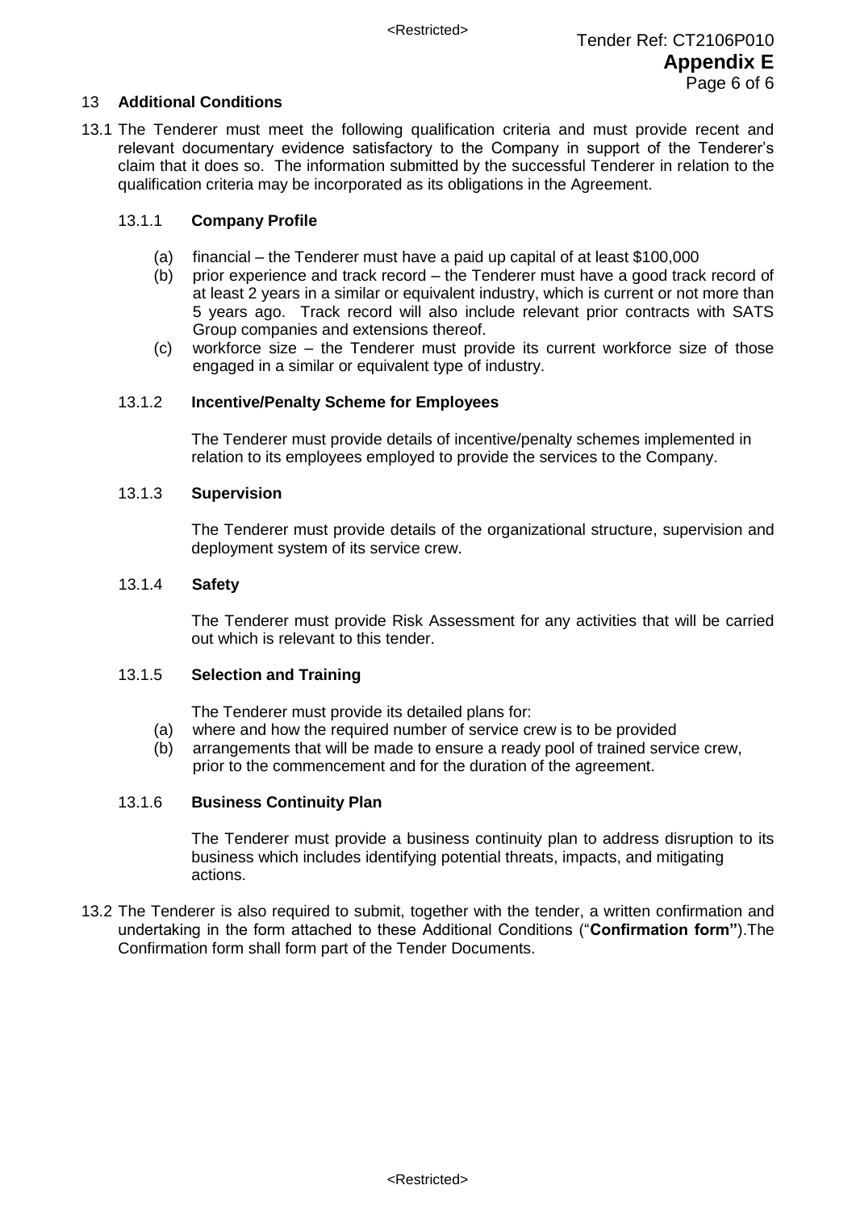## 13 **Additional Conditions**

13.1 The Tenderer must meet the following qualification criteria and must provide recent and relevant documentary evidence satisfactory to the Company in support of the Tenderer's claim that it does so. The information submitted by the successful Tenderer in relation to the qualification criteria may be incorporated as its obligations in the Agreement.

### 13.1.1 **Company Profile**

(a) financial – the Tenderer must have a paid up capital of at least $100,000

(b) prior experience and track record – the Tenderer must have a good track record of at least 2 years in a similar or equivalent industry, which is current or not more than 5 years ago. Track record will also include relevant prior contracts with SATS Group companies and extensions thereof.

(c) workforce size – the Tenderer must provide its current workforce size of those engaged in a similar or equivalent type of industry.

### 13.1.2 **Incentive/Penalty Scheme for Employees**

The Tenderer must provide details of incentive/penalty schemes implemented in relation to its employees employed to provide the services to the Company.

### 13.1.3 **Supervision**

The Tenderer must provide details of the organizational structure, supervision and deployment system of its service crew.

### 13.1.4 **Safety**

The Tenderer must provide Risk Assessment for any activities that will be carried out which is relevant to this tender.

### 13.1.5 **Selection and Training**

The Tenderer must provide its detailed plans for:

(a) where and how the required number of service crew is to be provided

(b) arrangements that will be made to ensure a ready pool of trained service crew, prior to the commencement and for the duration of the agreement.

### 13.1.6 **Business Continuity Plan**

The Tenderer must provide a business continuity plan to address disruption to its business which includes identifying potential threats, impacts, and mitigating actions.

13.2 The Tenderer is also required to submit, together with the tender, a written confirmation and undertaking in the form attached to these Additional Conditions ("**Confirmation form"**).The Confirmation form shall form part of the Tender Documents.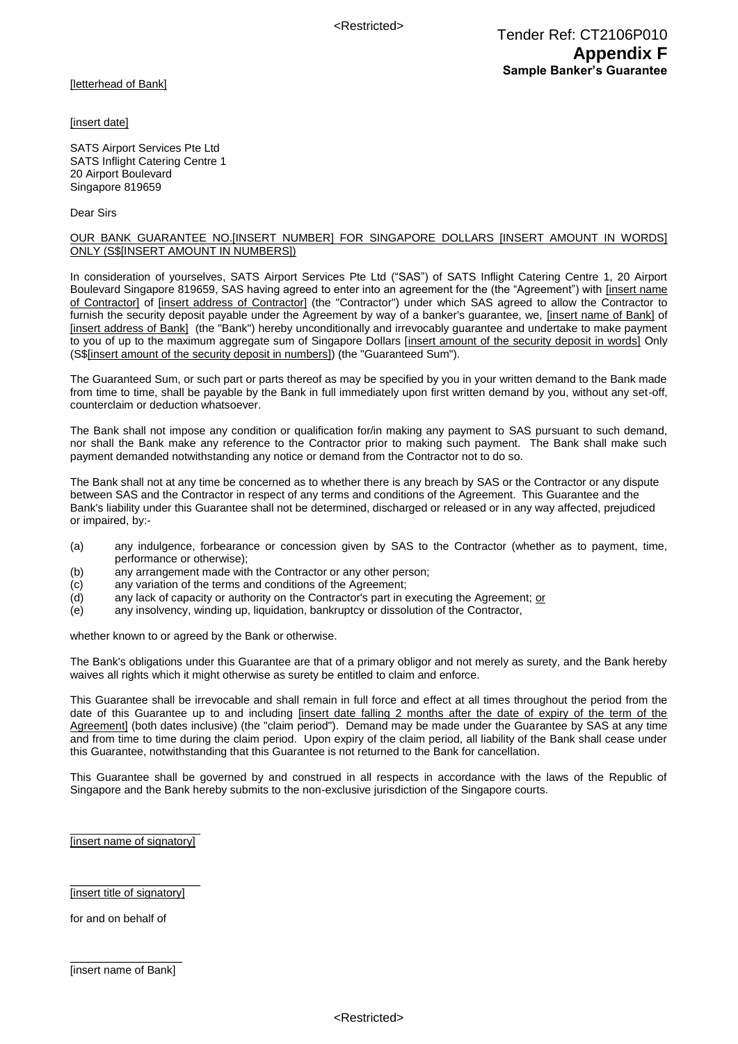Tender Ref: CT2106P010

**Appendix F**

**Sample Banker's Guarantee**

[letterhead of Bank]

[insert date]

SATS Airport Services Pte Ltd
SATS Inflight Catering Centre 1
20 Airport Boulevard
Singapore 819659

Dear Sirs

OUR BANK GUARANTEE NO.[INSERT NUMBER] FOR SINGAPORE DOLLARS [INSERT AMOUNT IN WORDS] ONLY (S$[INSERT AMOUNT IN NUMBERS])

In consideration of yourselves, SATS Airport Services Pte Ltd ("SAS") of SATS Inflight Catering Centre 1, 20 Airport Boulevard Singapore 819659, SAS having agreed to enter into an agreement for the (the "Agreement") with [insert name of Contractor] of [insert address of Contractor] (the "Contractor") under which SAS agreed to allow the Contractor to furnish the security deposit payable under the Agreement by way of a banker's guarantee, we, [insert name of Bank] of [insert address of Bank] (the "Bank") hereby unconditionally and irrevocably guarantee and undertake to make payment to you of up to the maximum aggregate sum of Singapore Dollars [insert amount of the security deposit in words] Only (S$[insert amount of the security deposit in numbers]) (the "Guaranteed Sum").

The Guaranteed Sum, or such part or parts thereof as may be specified by you in your written demand to the Bank made from time to time, shall be payable by the Bank in full immediately upon first written demand by you, without any set-off, counterclaim or deduction whatsoever.

The Bank shall not impose any condition or qualification for/in making any payment to SAS pursuant to such demand, nor shall the Bank make any reference to the Contractor prior to making such payment. The Bank shall make such payment demanded notwithstanding any notice or demand from the Contractor not to do so.

The Bank shall not at any time be concerned as to whether there is any breach by SAS or the Contractor or any dispute between SAS and the Contractor in respect of any terms and conditions of the Agreement. This Guarantee and the Bank's liability under this Guarantee shall not be determined, discharged or released or in any way affected, prejudiced or impaired, by:-

(a) any indulgence, forbearance or concession given by SAS to the Contractor (whether as to payment, time, performance or otherwise);
(b) any arrangement made with the Contractor or any other person;
(c) any variation of the terms and conditions of the Agreement;
(d) any lack of capacity or authority on the Contractor's part in executing the Agreement; or
(e) any insolvency, winding up, liquidation, bankruptcy or dissolution of the Contractor,

whether known to or agreed by the Bank or otherwise.

The Bank's obligations under this Guarantee are that of a primary obligor and not merely as surety, and the Bank hereby waives all rights which it might otherwise as surety be entitled to claim and enforce.

This Guarantee shall be irrevocable and shall remain in full force and effect at all times throughout the period from the date of this Guarantee up to and including [insert date falling 2 months after the date of expiry of the term of the Agreement] (both dates inclusive) (the "claim period"). Demand may be made under the Guarantee by SAS at any time and from time to time during the claim period. Upon expiry of the claim period, all liability of the Bank shall cease under this Guarantee, notwithstanding that this Guarantee is not returned to the Bank for cancellation.

This Guarantee shall be governed by and construed in all respects in accordance with the laws of the Republic of Singapore and the Bank hereby submits to the non-exclusive jurisdiction of the Singapore courts.

\_\_\_\_\_\_\_\_\_\_\_\_\_\_\_\_\_\_\_\_\_\_
[insert name of signatory]

\_\_\_\_\_\_\_\_\_\_\_\_\_\_\_\_\_\_\_\_\_\_
[insert title of signatory]

for and on behalf of

\_\_\_\_\_\_\_\_\_\_\_\_\_\_\_\_\_\_\_\_\_\_
[insert name of Bank]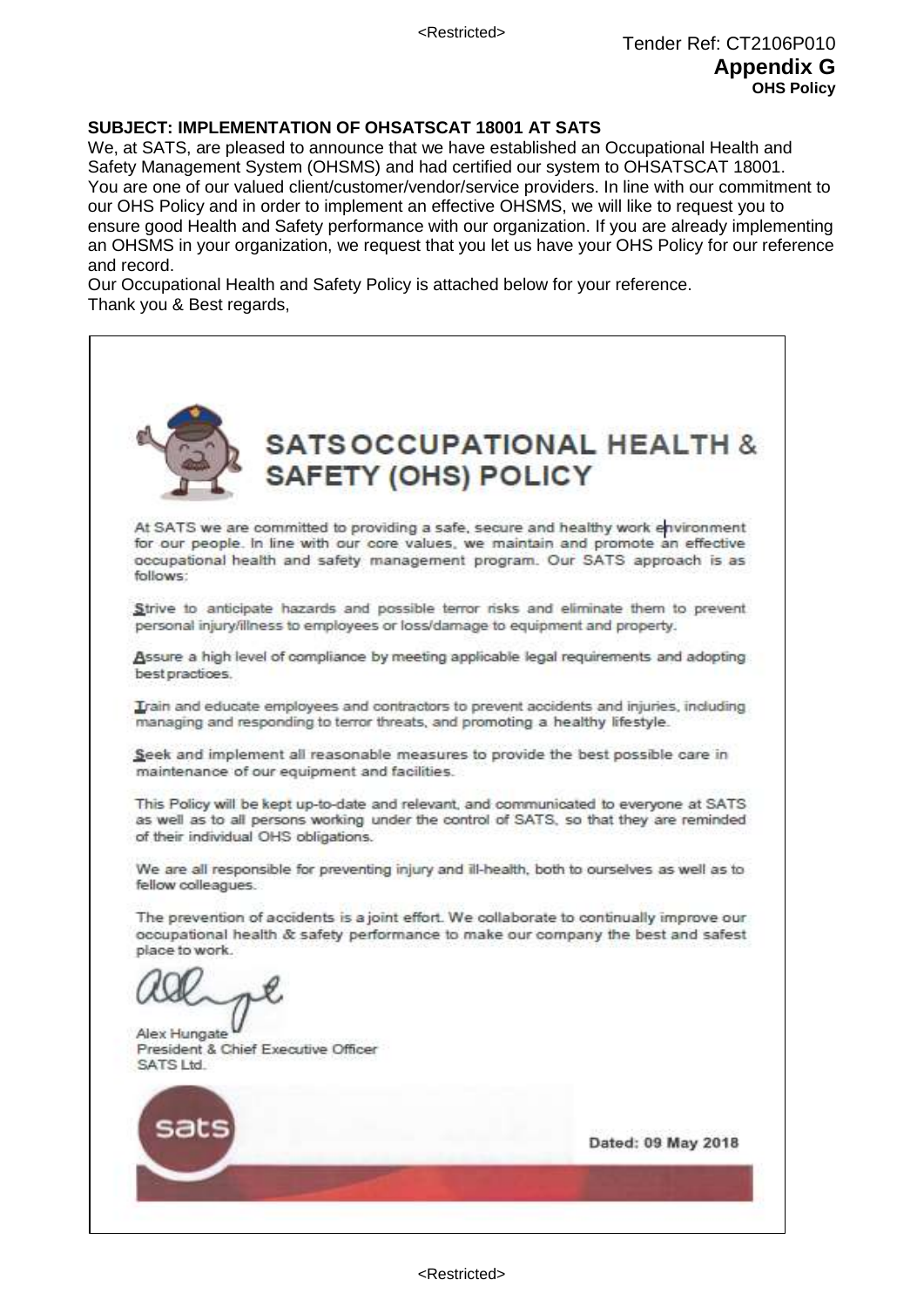Tender Ref: CT2106P010

**Appendix G**

**OHS Policy**

**SUBJECT: IMPLEMENTATION OF OHSATSCAT 18001 AT SATS**

We, at SATS, are pleased to announce that we have established an Occupational Health and Safety Management System (OHSMS) and had certified our system to OHSATSCAT 18001.
You are one of our valued client/customer/vendor/service providers. In line with our commitment to our OHS Policy and in order to implement an effective OHSMS, we will like to request you to ensure good Health and Safety performance with our organization. If you are already implementing an OHSMS in your organization, we request that you let us have your OHS Policy for our reference and record.
Our Occupational Health and Safety Policy is attached below for your reference.
Thank you & Best regards,

# SATS OCCUPATIONAL HEALTH & SAFETY (OHS) POLICY

At SATS we are committed to providing a safe, secure and healthy work environment for our people. In line with our core values, we maintain and promote an effective occupational health and safety management program. Our SATS approach is as follows:

**S**trive to anticipate hazards and possible terror risks and eliminate them to prevent personal injury/illness to employees or loss/damage to equipment and property.

**A**ssure a high level of compliance by meeting applicable legal requirements and adopting best practices.

**T**rain and educate employees and contractors to prevent accidents and injuries, including managing and responding to terror threats, and promoting a healthy lifestyle.

**S**eek and implement all reasonable measures to provide the best possible care in maintenance of our equipment and facilities.

This Policy will be kept up-to-date and relevant, and communicated to everyone at SATS as well as to all persons working under the control of SATS, so that they are reminded of their individual OHS obligations.

We are all responsible for preventing injury and ill-health, both to ourselves as well as to fellow colleagues.

The prevention of accidents is a joint effort. We collaborate to continually improve our occupational health & safety performance to make our company the best and safest place to work.

Alex Hungate
President & Chief Executive Officer
SATS Ltd.

sats

Dated: 09 May 2018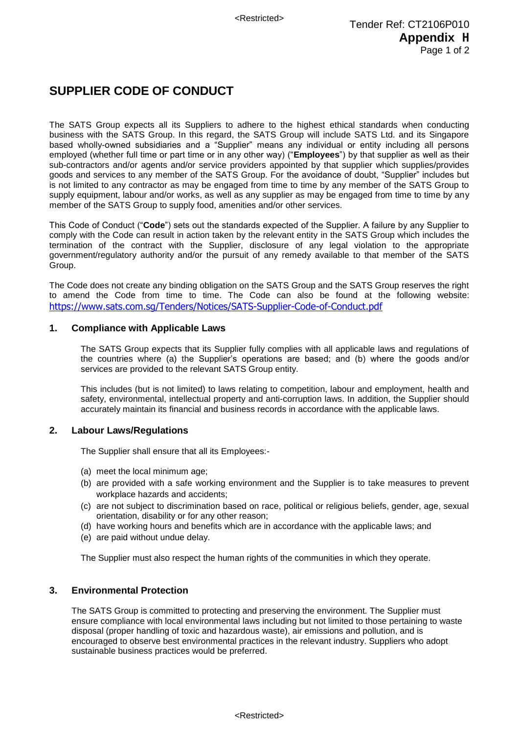# SUPPLIER CODE OF CONDUCT

The SATS Group expects all its Suppliers to adhere to the highest ethical standards when conducting business with the SATS Group. In this regard, the SATS Group will include SATS Ltd. and its Singapore based wholly-owned subsidiaries and a "Supplier" means any individual or entity including all persons employed (whether full time or part time or in any other way) ("**Employees**") by that supplier as well as their sub-contractors and/or agents and/or service providers appointed by that supplier which supplies/provides goods and services to any member of the SATS Group. For the avoidance of doubt, "Supplier" includes but is not limited to any contractor as may be engaged from time to time by any member of the SATS Group to supply equipment, labour and/or works, as well as any supplier as may be engaged from time to time by any member of the SATS Group to supply food, amenities and/or other services.

This Code of Conduct ("**Code**") sets out the standards expected of the Supplier. A failure by any Supplier to comply with the Code can result in action taken by the relevant entity in the SATS Group which includes the termination of the contract with the Supplier, disclosure of any legal violation to the appropriate government/regulatory authority and/or the pursuit of any remedy available to that member of the SATS Group.

The Code does not create any binding obligation on the SATS Group and the SATS Group reserves the right to amend the Code from time to time. The Code can also be found at the following website: https://www.sats.com.sg/Tenders/Notices/SATS-Supplier-Code-of-Conduct.pdf

## 1. Compliance with Applicable Laws

The SATS Group expects that its Supplier fully complies with all applicable laws and regulations of the countries where (a) the Supplier's operations are based; and (b) where the goods and/or services are provided to the relevant SATS Group entity.

This includes (but is not limited) to laws relating to competition, labour and employment, health and safety, environmental, intellectual property and anti-corruption laws. In addition, the Supplier should accurately maintain its financial and business records in accordance with the applicable laws.

## 2. Labour Laws/Regulations

The Supplier shall ensure that all its Employees:-

(a) meet the local minimum age;
(b) are provided with a safe working environment and the Supplier is to take measures to prevent workplace hazards and accidents;
(c) are not subject to discrimination based on race, political or religious beliefs, gender, age, sexual orientation, disability or for any other reason;
(d) have working hours and benefits which are in accordance with the applicable laws; and
(e) are paid without undue delay.

The Supplier must also respect the human rights of the communities in which they operate.

## 3. Environmental Protection

The SATS Group is committed to protecting and preserving the environment. The Supplier must ensure compliance with local environmental laws including but not limited to those pertaining to waste disposal (proper handling of toxic and hazardous waste), air emissions and pollution, and is encouraged to observe best environmental practices in the relevant industry. Suppliers who adopt sustainable business practices would be preferred.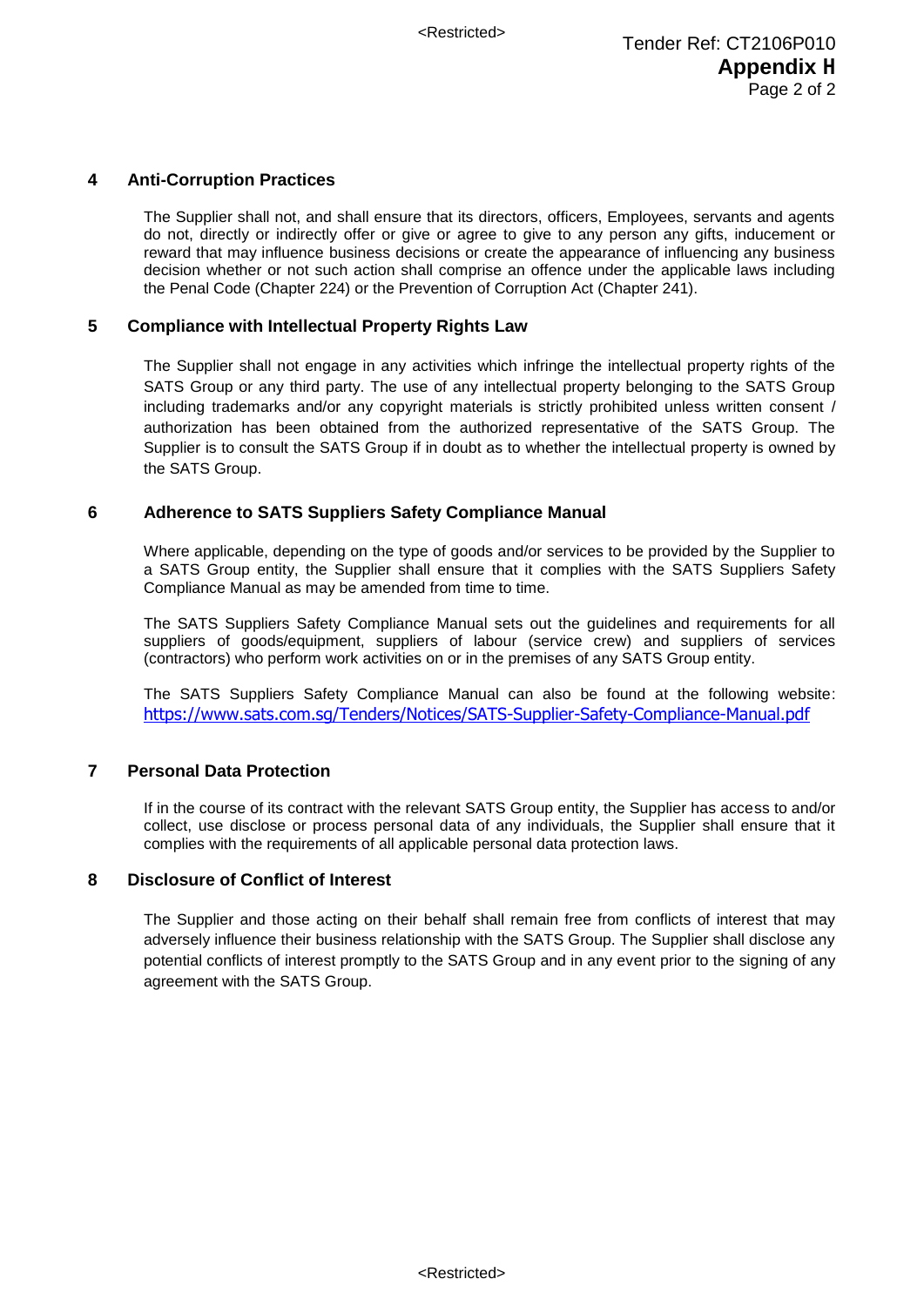## 4 Anti-Corruption Practices

The Supplier shall not, and shall ensure that its directors, officers, Employees, servants and agents do not, directly or indirectly offer or give or agree to give to any person any gifts, inducement or reward that may influence business decisions or create the appearance of influencing any business decision whether or not such action shall comprise an offence under the applicable laws including the Penal Code (Chapter 224) or the Prevention of Corruption Act (Chapter 241).

## 5 Compliance with Intellectual Property Rights Law

The Supplier shall not engage in any activities which infringe the intellectual property rights of the SATS Group or any third party. The use of any intellectual property belonging to the SATS Group including trademarks and/or any copyright materials is strictly prohibited unless written consent / authorization has been obtained from the authorized representative of the SATS Group. The Supplier is to consult the SATS Group if in doubt as to whether the intellectual property is owned by the SATS Group.

## 6 Adherence to SATS Suppliers Safety Compliance Manual

Where applicable, depending on the type of goods and/or services to be provided by the Supplier to a SATS Group entity, the Supplier shall ensure that it complies with the SATS Suppliers Safety Compliance Manual as may be amended from time to time.

The SATS Suppliers Safety Compliance Manual sets out the guidelines and requirements for all suppliers of goods/equipment, suppliers of labour (service crew) and suppliers of services (contractors) who perform work activities on or in the premises of any SATS Group entity.

The SATS Suppliers Safety Compliance Manual can also be found at the following website: https://www.sats.com.sg/Tenders/Notices/SATS-Supplier-Safety-Compliance-Manual.pdf

## 7 Personal Data Protection

If in the course of its contract with the relevant SATS Group entity, the Supplier has access to and/or collect, use disclose or process personal data of any individuals, the Supplier shall ensure that it complies with the requirements of all applicable personal data protection laws.

## 8 Disclosure of Conflict of Interest

The Supplier and those acting on their behalf shall remain free from conflicts of interest that may adversely influence their business relationship with the SATS Group. The Supplier shall disclose any potential conflicts of interest promptly to the SATS Group and in any event prior to the signing of any agreement with the SATS Group.